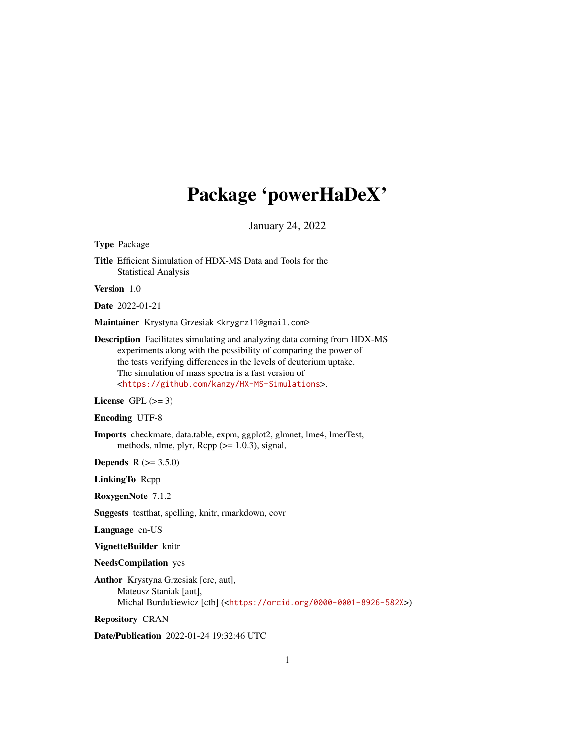# Package 'powerHaDeX'

January 24, 2022

**Type** Package

**Title** Efficient Simulation of HDX-MS Data and Tools for the Statistical Analysis

**Version** 1.0

**Date** 2022-01-21

**Maintainer** Krystyna Grzesiak <krygrz11@gmail.com>

**Description** Facilitates simulating and analyzing data coming from HDX-MS experiments along with the possibility of comparing the power of the tests verifying differences in the levels of deuterium uptake. The simulation of mass spectra is a fast version of <https://github.com/kanzy/HX-MS-Simulations>.

**License** GPL (>= 3)

**Encoding** UTF-8

**Imports** checkmate, data.table, expm, ggplot2, glmnet, lme4, lmerTest, methods, nlme, plyr, Rcpp (>= 1.0.3), signal,

**Depends** R (>= 3.5.0)

**LinkingTo** Rcpp

**RoxygenNote** 7.1.2

**Suggests** testthat, spelling, knitr, rmarkdown, covr

**Language** en-US

**VignetteBuilder** knitr

**NeedsCompilation** yes

**Author** Krystyna Grzesiak [cre, aut],
Mateusz Staniak [aut],
Michal Burdukiewicz [ctb] (<https://orcid.org/0000-0001-8926-582X>)

**Repository** CRAN

**Date/Publication** 2022-01-24 19:32:46 UTC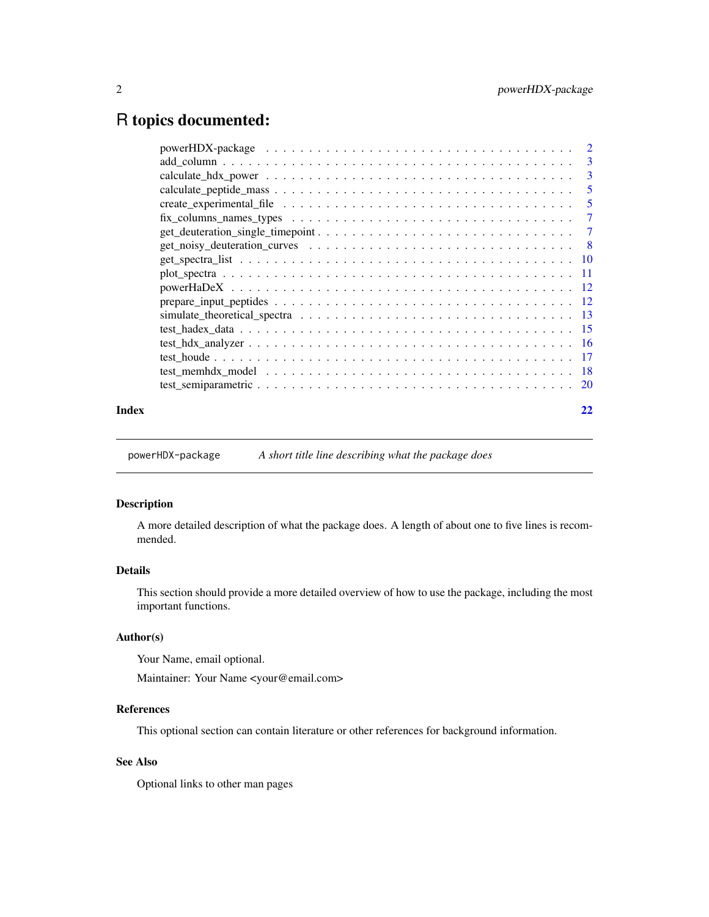# R topics documented:

| | |
|---|---|
| powerHDX-package | 2 |
| add_column | 3 |
| calculate_hdx_power | 3 |
| calculate_peptide_mass | 5 |
| create_experimental_file | 5 |
| fix_columns_names_types | 7 |
| get_deuteration_single_timepoint | 7 |
| get_noisy_deuteration_curves | 8 |
| get_spectra_list | 10 |
| plot_spectra | 11 |
| powerHaDeX | 12 |
| prepare_input_peptides | 12 |
| simulate_theoretical_spectra | 13 |
| test_hadex_data | 15 |
| test_hdx_analyzer | 16 |
| test_houde | 17 |
| test_memhdx_model | 18 |
| test_semiparametric | 20 |

**Index** 22

---

powerHDX-package    *A short title line describing what the package does*

---

### Description

A more detailed description of what the package does. A length of about one to five lines is recommended.

### Details

This section should provide a more detailed overview of how to use the package, including the most important functions.

### Author(s)

Your Name, email optional.

Maintainer: Your Name <your@email.com>

### References

This optional section can contain literature or other references for background information.

### See Also

Optional links to other man pages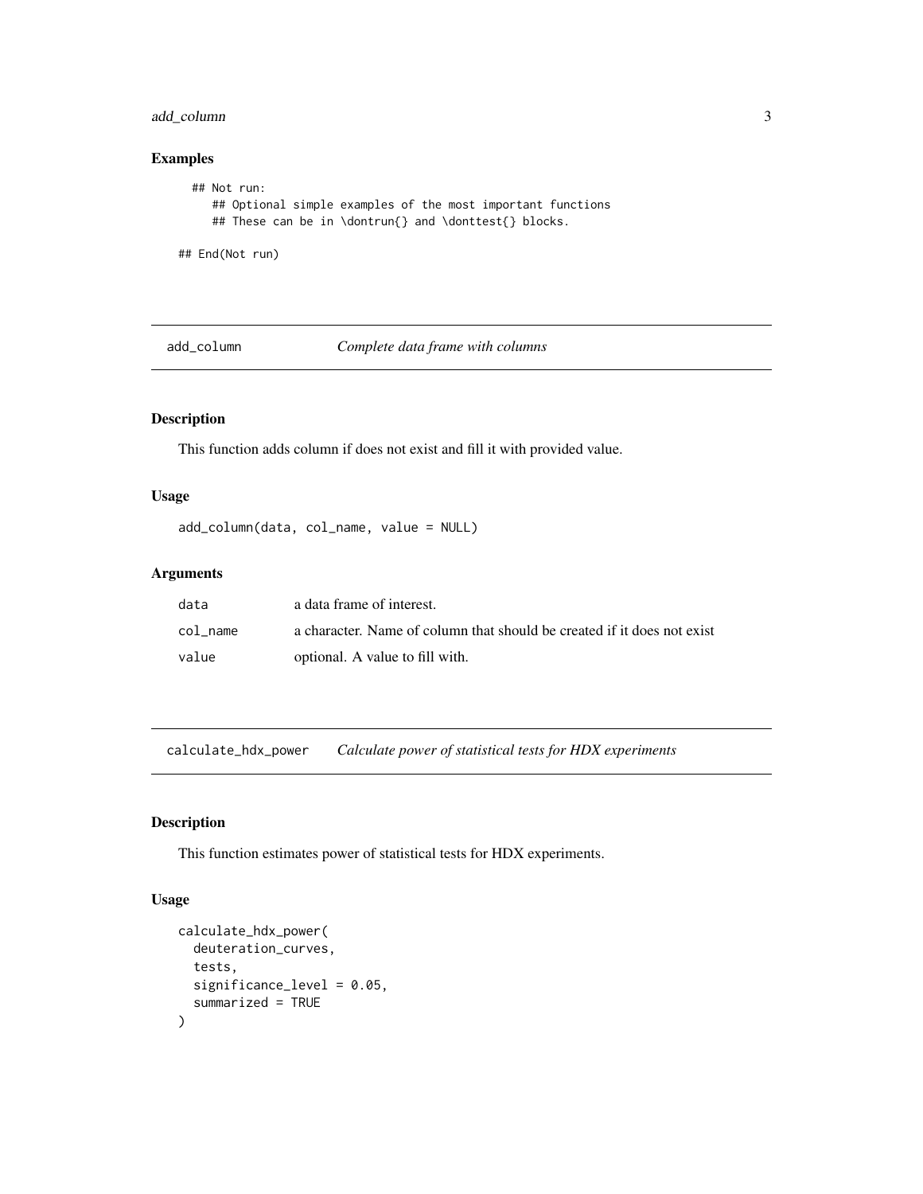## Examples

```
## Not run:
   ## Optional simple examples of the most important functions
   ## These can be in \dontrun{} and \donttest{} blocks.

## End(Not run)
```

## add_column — *Complete data frame with columns*

### Description

This function adds column if does not exist and fill it with provided value.

### Usage

```
add_column(data, col_name, value = NULL)
```

### Arguments

| | |
|---|---|
| data | a data frame of interest. |
| col_name | a character. Name of column that should be created if it does not exist |
| value | optional. A value to fill with. |

## calculate_hdx_power — *Calculate power of statistical tests for HDX experiments*

### Description

This function estimates power of statistical tests for HDX experiments.

### Usage

```
calculate_hdx_power(
  deuteration_curves,
  tests,
  significance_level = 0.05,
  summarized = TRUE
)
```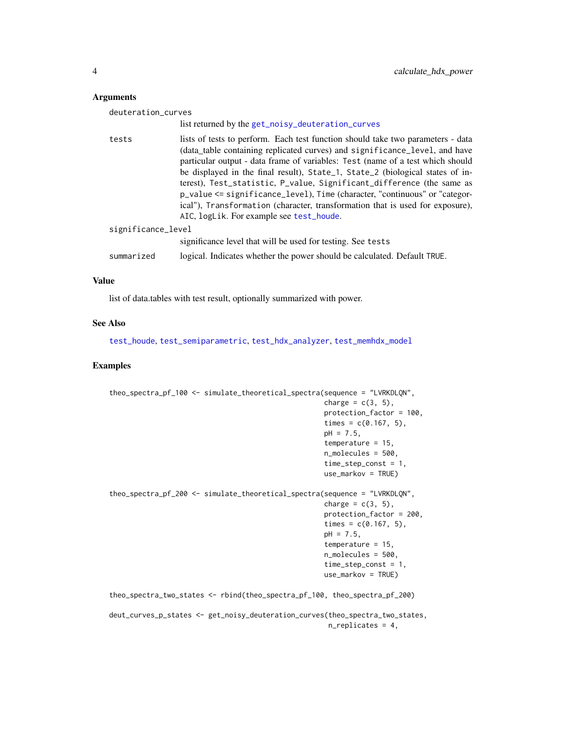### Arguments

deuteration_curves
: list returned by the `get_noisy_deuteration_curves`

tests
: lists of tests to perform. Each test function should take two parameters - data (data_table containing replicated curves) and `significance_level`, and have particular output - data frame of variables: `Test` (name of a test which should be displayed in the final result), `State_1`, `State_2` (biological states of interest), `Test_statistic`, `P_value`, `Significant_difference` (the same as `p_value <= significance_level`), `Time` (character, "continuous" or "categorical"), `Transformation` (character, transformation that is used for exposure), `AIC`, `logLik`. For example see `test_houde`.

significance_level
: significance level that will be used for testing. See `tests`

summarized
: logical. Indicates whether the power should be calculated. Default `TRUE`.

### Value

list of data.tables with test result, optionally summarized with power.

### See Also

`test_houde`, `test_semiparametric`, `test_hdx_analyzer`, `test_memhdx_model`

### Examples

```
theo_spectra_pf_100 <- simulate_theoretical_spectra(sequence = "LVRKDLQN",
                                                    charge = c(3, 5),
                                                    protection_factor = 100,
                                                    times = c(0.167, 5),
                                                    pH = 7.5,
                                                    temperature = 15,
                                                    n_molecules = 500,
                                                    time_step_const = 1,
                                                    use_markov = TRUE)

theo_spectra_pf_200 <- simulate_theoretical_spectra(sequence = "LVRKDLQN",
                                                    charge = c(3, 5),
                                                    protection_factor = 200,
                                                    times = c(0.167, 5),
                                                    pH = 7.5,
                                                    temperature = 15,
                                                    n_molecules = 500,
                                                    time_step_const = 1,
                                                    use_markov = TRUE)

theo_spectra_two_states <- rbind(theo_spectra_pf_100, theo_spectra_pf_200)

deut_curves_p_states <- get_noisy_deuteration_curves(theo_spectra_two_states,
                                                     n_replicates = 4,
```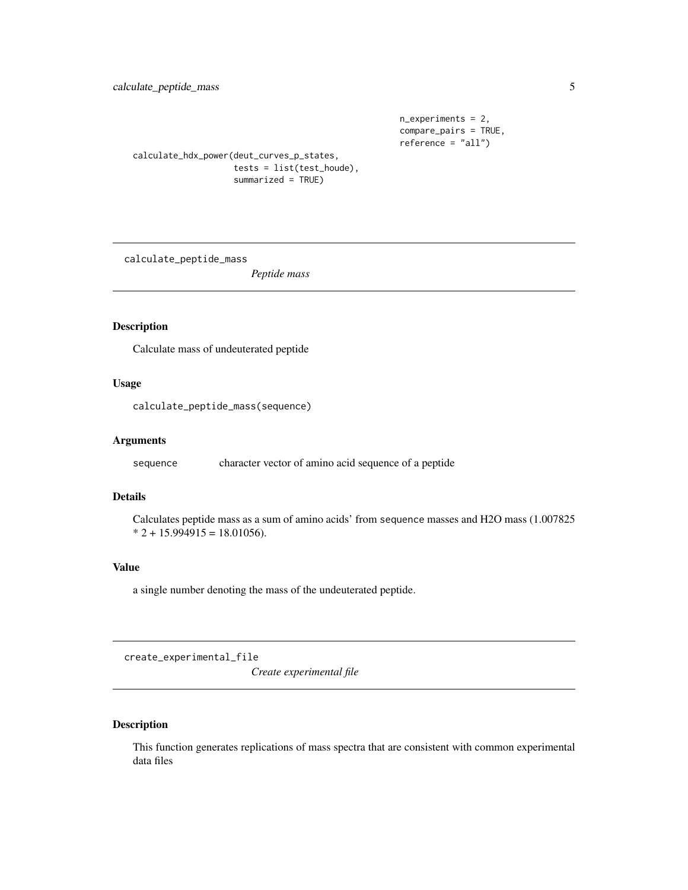```
                                                  n_experiments = 2,
                                                  compare_pairs = TRUE,
                                                  reference = "all")

calculate_hdx_power(deut_curves_p_states,
                    tests = list(test_houde),
                    summarized = TRUE)
```

---

`calculate_peptide_mass` *Peptide mass*

---

## Description

Calculate mass of undeuterated peptide

## Usage

```
calculate_peptide_mass(sequence)
```

## Arguments

| | |
|---|---|
| `sequence` | character vector of amino acid sequence of a peptide |

## Details

Calculates peptide mass as a sum of amino acids' from `sequence` masses and H2O mass (1.007825 * 2 + 15.994915 = 18.01056).

## Value

a single number denoting the mass of the undeuterated peptide.

---

`create_experimental_file` *Create experimental file*

---

## Description

This function generates replications of mass spectra that are consistent with common experimental data files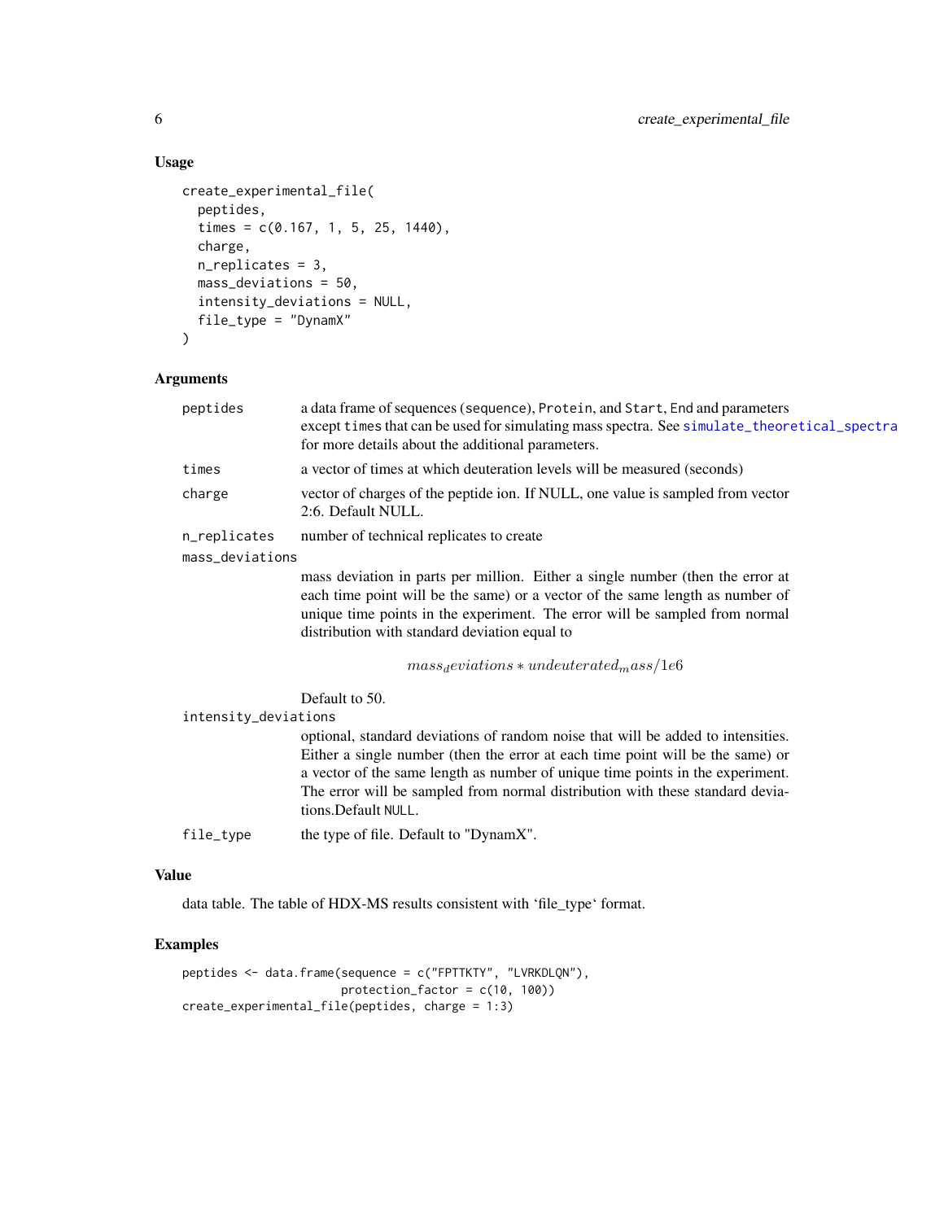### Usage

```
create_experimental_file(
  peptides,
  times = c(0.167, 1, 5, 25, 1440),
  charge,
  n_replicates = 3,
  mass_deviations = 50,
  intensity_deviations = NULL,
  file_type = "DynamX"
)
```

### Arguments

- `peptides` — a data frame of sequences (`sequence`), `Protein`, and `Start`, `End` and parameters except `times` that can be used for simulating mass spectra. See `simulate_theoretical_spectra` for more details about the additional parameters.
- `times` — a vector of times at which deuteration levels will be measured (seconds)
- `charge` — vector of charges of the peptide ion. If NULL, one value is sampled from vector 2:6. Default NULL.
- `n_replicates` — number of technical replicates to create
- `mass_deviations` — mass deviation in parts per million. Either a single number (then the error at each time point will be the same) or a vector of the same length as number of unique time points in the experiment. The error will be sampled from normal distribution with standard deviation equal to

  $$mass_deviations * undeuterated_mass/1e6$$

  Default to 50.
- `intensity_deviations` — optional, standard deviations of random noise that will be added to intensities. Either a single number (then the error at each time point will be the same) or a vector of the same length as number of unique time points in the experiment. The error will be sampled from normal distribution with these standard deviations.Default `NULL`.
- `file_type` — the type of file. Default to "DynamX".

### Value

data table. The table of HDX-MS results consistent with 'file_type' format.

### Examples

```
peptides <- data.frame(sequence = c("FPTTKTY", "LVRKDLQN"),
                       protection_factor = c(10, 100))
create_experimental_file(peptides, charge = 1:3)
```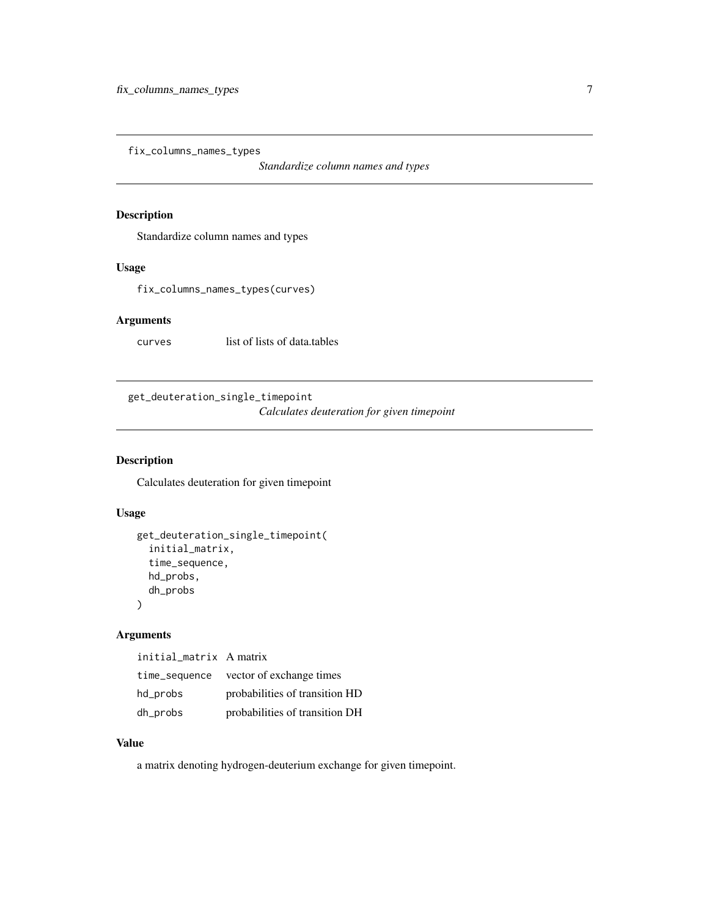## fix_columns_names_types

*Standardize column names and types*

### Description

Standardize column names and types

### Usage

```
fix_columns_names_types(curves)
```

### Arguments

| | |
|---|---|
| `curves` | list of lists of data.tables |

## get_deuteration_single_timepoint

*Calculates deuteration for given timepoint*

### Description

Calculates deuteration for given timepoint

### Usage

```
get_deuteration_single_timepoint(
  initial_matrix,
  time_sequence,
  hd_probs,
  dh_probs
)
```

### Arguments

| | |
|---|---|
| `initial_matrix` | A matrix |
| `time_sequence` | vector of exchange times |
| `hd_probs` | probabilities of transition HD |
| `dh_probs` | probabilities of transition DH |

### Value

a matrix denoting hydrogen-deuterium exchange for given timepoint.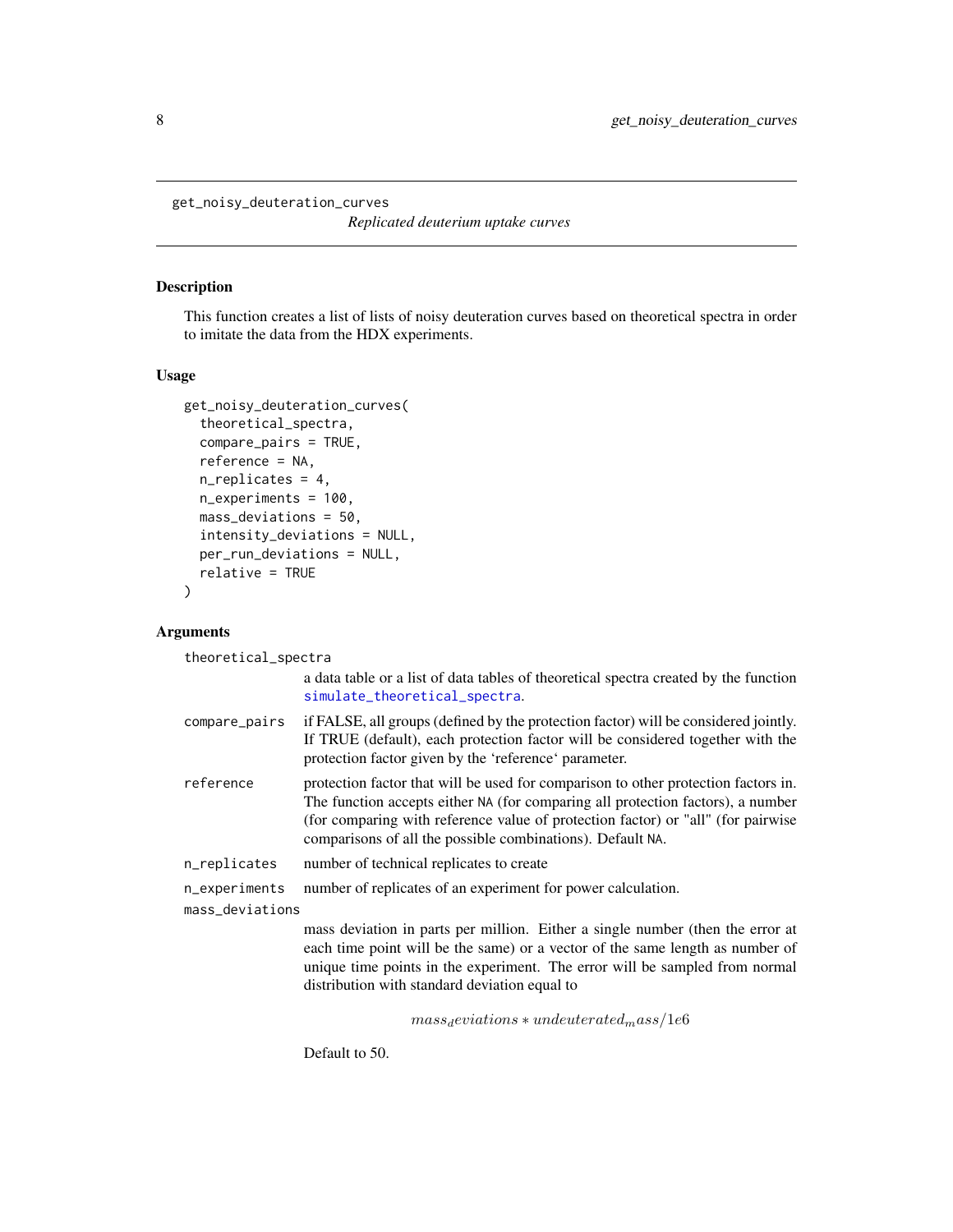get_noisy_deuteration_curves

*Replicated deuterium uptake curves*

## Description

This function creates a list of lists of noisy deuteration curves based on theoretical spectra in order to imitate the data from the HDX experiments.

## Usage

```
get_noisy_deuteration_curves(
  theoretical_spectra,
  compare_pairs = TRUE,
  reference = NA,
  n_replicates = 4,
  n_experiments = 100,
  mass_deviations = 50,
  intensity_deviations = NULL,
  per_run_deviations = NULL,
  relative = TRUE
)
```

## Arguments

`theoretical_spectra`
: a data table or a list of data tables of theoretical spectra created by the function `simulate_theoretical_spectra`.

`compare_pairs`
: if FALSE, all groups (defined by the protection factor) will be considered jointly. If TRUE (default), each protection factor will be considered together with the protection factor given by the 'reference' parameter.

`reference`
: protection factor that will be used for comparison to other protection factors in. The function accepts either `NA` (for comparing all protection factors), a number (for comparing with reference value of protection factor) or "all" (for pairwise comparisons of all the possible combinations). Default `NA`.

`n_replicates`
: number of technical replicates to create

`n_experiments`
: number of replicates of an experiment for power calculation.

`mass_deviations`
: mass deviation in parts per million. Either a single number (then the error at each time point will be the same) or a vector of the same length as number of unique time points in the experiment. The error will be sampled from normal distribution with standard deviation equal to

$$mass_deviations * undeuterated_mass/1e6$$

Default to 50.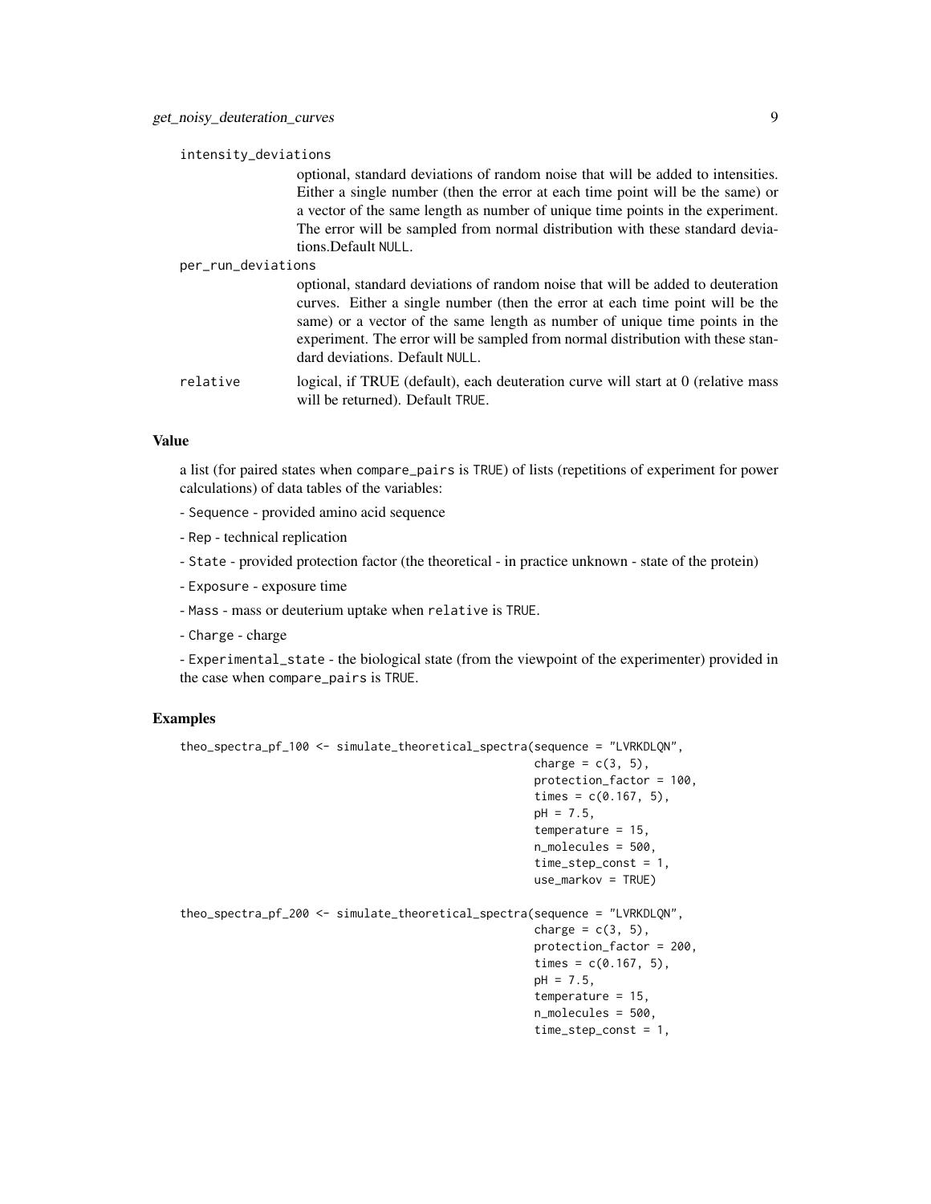intensity_deviations
: optional, standard deviations of random noise that will be added to intensities. Either a single number (then the error at each time point will be the same) or a vector of the same length as number of unique time points in the experiment. The error will be sampled from normal distribution with these standard deviations.Default NULL.

per_run_deviations
: optional, standard deviations of random noise that will be added to deuteration curves. Either a single number (then the error at each time point will be the same) or a vector of the same length as number of unique time points in the experiment. The error will be sampled from normal distribution with these standard deviations. Default NULL.

relative
: logical, if TRUE (default), each deuteration curve will start at 0 (relative mass will be returned). Default TRUE.

### Value

a list (for paired states when compare_pairs is TRUE) of lists (repetitions of experiment for power calculations) of data tables of the variables:

- Sequence - provided amino acid sequence

- Rep - technical replication

- State - provided protection factor (the theoretical - in practice unknown - state of the protein)

- Exposure - exposure time

- Mass - mass or deuterium uptake when relative is TRUE.

- Charge - charge

- Experimental_state - the biological state (from the viewpoint of the experimenter) provided in the case when compare_pairs is TRUE.

### Examples

```
theo_spectra_pf_100 <- simulate_theoretical_spectra(sequence = "LVRKDLQN",
                                                     charge = c(3, 5),
                                                     protection_factor = 100,
                                                     times = c(0.167, 5),
                                                     pH = 7.5,
                                                     temperature = 15,
                                                     n_molecules = 500,
                                                     time_step_const = 1,
                                                     use_markov = TRUE)

theo_spectra_pf_200 <- simulate_theoretical_spectra(sequence = "LVRKDLQN",
                                                     charge = c(3, 5),
                                                     protection_factor = 200,
                                                     times = c(0.167, 5),
                                                     pH = 7.5,
                                                     temperature = 15,
                                                     n_molecules = 500,
                                                     time_step_const = 1,
```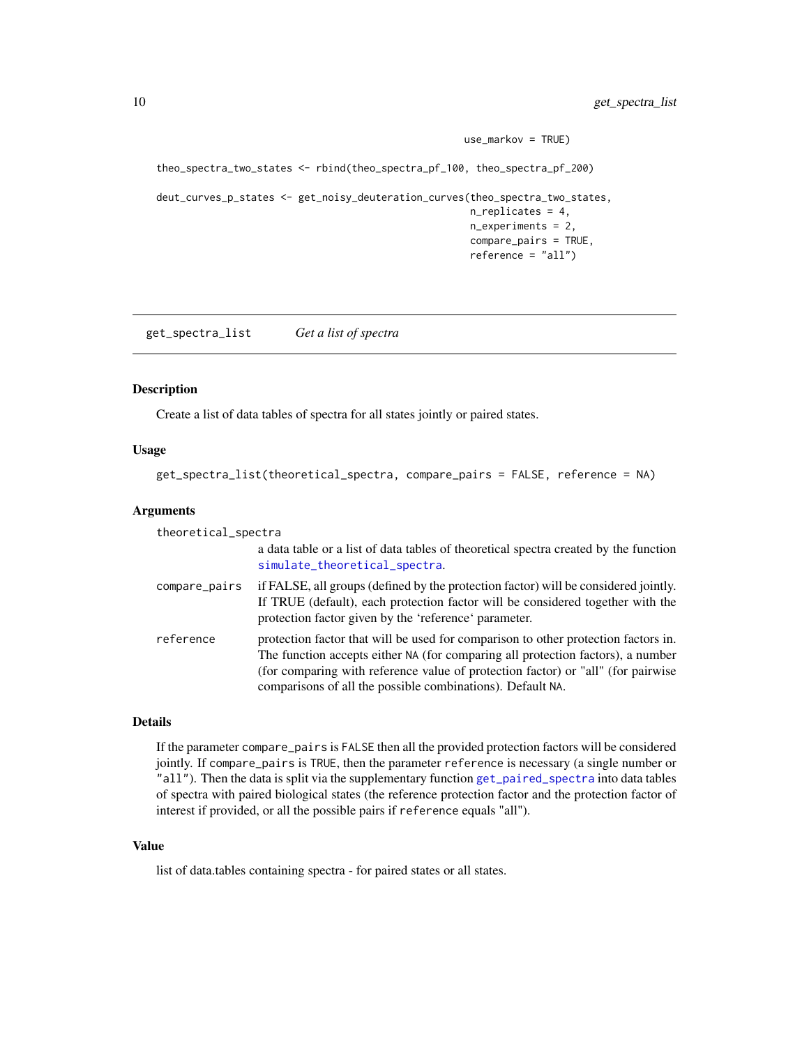```
                                              use_markov = TRUE)

theo_spectra_two_states <- rbind(theo_spectra_pf_100, theo_spectra_pf_200)

deut_curves_p_states <- get_noisy_deuteration_curves(theo_spectra_two_states,
                                                      n_replicates = 4,
                                                      n_experiments = 2,
                                                      compare_pairs = TRUE,
                                                      reference = "all")
```

---

## get_spectra_list    *Get a list of spectra*

### Description

Create a list of data tables of spectra for all states jointly or paired states.

### Usage

```
get_spectra_list(theoretical_spectra, compare_pairs = FALSE, reference = NA)
```

### Arguments

| | |
|---|---|
| `theoretical_spectra` | a data table or a list of data tables of theoretical spectra created by the function `simulate_theoretical_spectra`. |
| `compare_pairs` | if FALSE, all groups (defined by the protection factor) will be considered jointly. If TRUE (default), each protection factor will be considered together with the protection factor given by the 'reference' parameter. |
| `reference` | protection factor that will be used for comparison to other protection factors in. The function accepts either `NA` (for comparing all protection factors), a number (for comparing with reference value of protection factor) or "all" (for pairwise comparisons of all the possible combinations). Default `NA`. |

### Details

If the parameter `compare_pairs` is `FALSE` then all the provided protection factors will be considered jointly. If `compare_pairs` is `TRUE`, then the parameter `reference` is necessary (a single number or `"all"`). Then the data is split via the supplementary function `get_paired_spectra` into data tables of spectra with paired biological states (the reference protection factor and the protection factor of interest if provided, or all the possible pairs if `reference` equals "all").

### Value

list of data.tables containing spectra - for paired states or all states.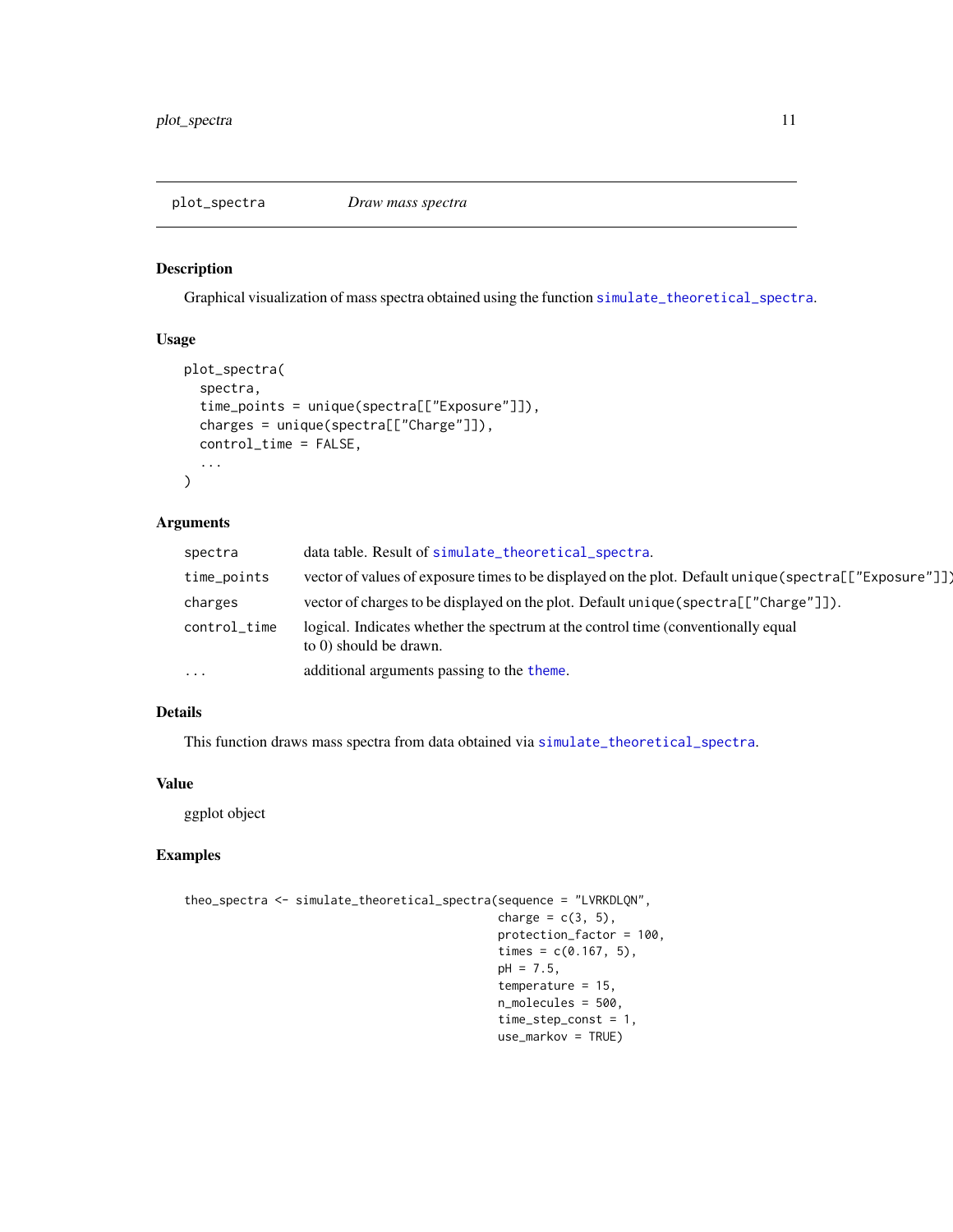plot_spectra *Draw mass spectra*

## Description

Graphical visualization of mass spectra obtained using the function simulate_theoretical_spectra.

## Usage

```
plot_spectra(
  spectra,
  time_points = unique(spectra[["Exposure"]]),
  charges = unique(spectra[["Charge"]]),
  control_time = FALSE,
  ...
)
```

## Arguments

| | |
|---|---|
| spectra | data table. Result of simulate_theoretical_spectra. |
| time_points | vector of values of exposure times to be displayed on the plot. Default unique(spectra[["Exposure"]]) |
| charges | vector of charges to be displayed on the plot. Default unique(spectra[["Charge"]]). |
| control_time | logical. Indicates whether the spectrum at the control time (conventionally equal to 0) should be drawn. |
| ... | additional arguments passing to the theme. |

## Details

This function draws mass spectra from data obtained via simulate_theoretical_spectra.

## Value

ggplot object

## Examples

```
theo_spectra <- simulate_theoretical_spectra(sequence = "LVRKDLQN",
                                             charge = c(3, 5),
                                             protection_factor = 100,
                                             times = c(0.167, 5),
                                             pH = 7.5,
                                             temperature = 15,
                                             n_molecules = 500,
                                             time_step_const = 1,
                                             use_markov = TRUE)
```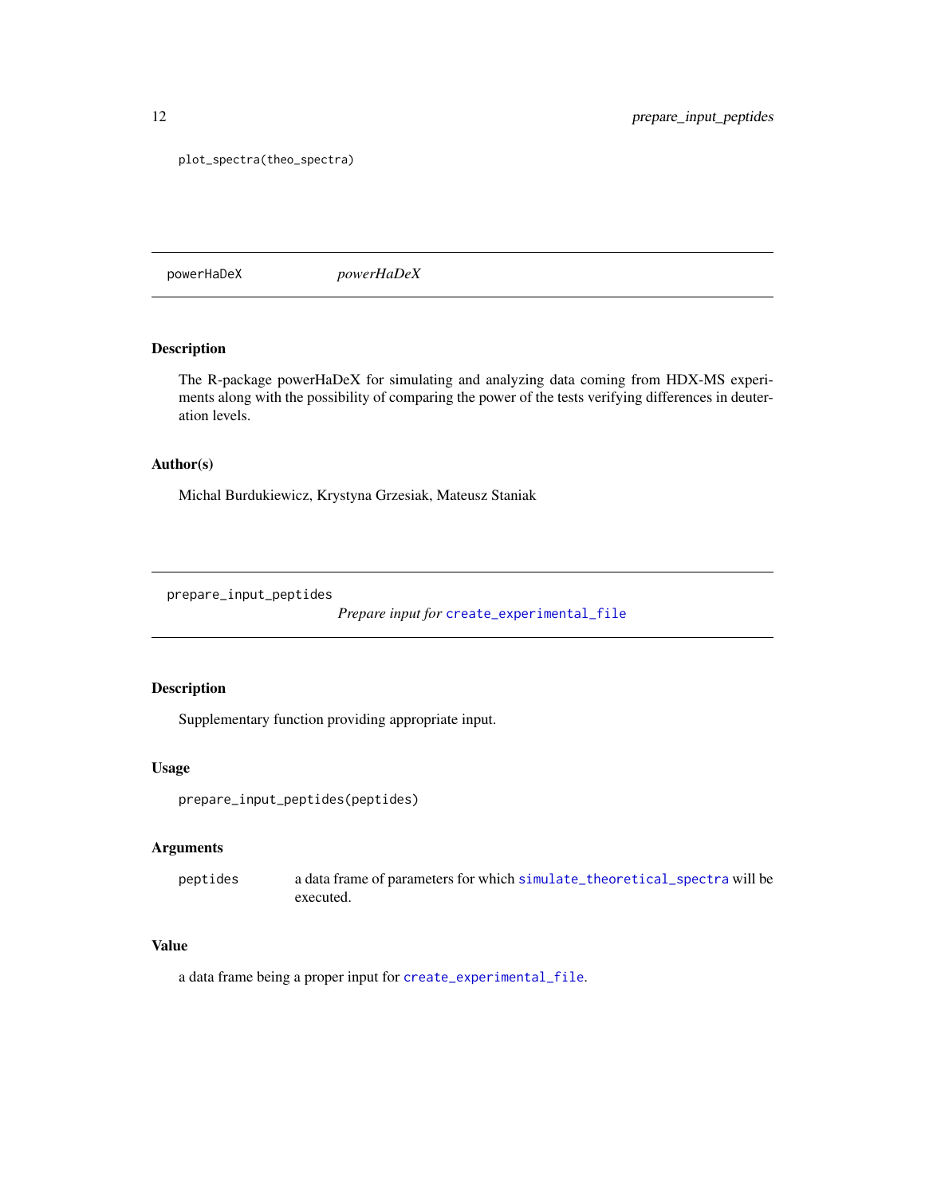```
plot_spectra(theo_spectra)
```

## powerHaDeX — *powerHaDeX*

### Description

The R-package powerHaDeX for simulating and analyzing data coming from HDX-MS experiments along with the possibility of comparing the power of the tests verifying differences in deuteration levels.

### Author(s)

Michal Burdukiewicz, Krystyna Grzesiak, Mateusz Staniak

## prepare_input_peptides — *Prepare input for create_experimental_file*

### Description

Supplementary function providing appropriate input.

### Usage

```
prepare_input_peptides(peptides)
```

### Arguments

| | |
|---|---|
| peptides | a data frame of parameters for which simulate_theoretical_spectra will be executed. |

### Value

a data frame being a proper input for create_experimental_file.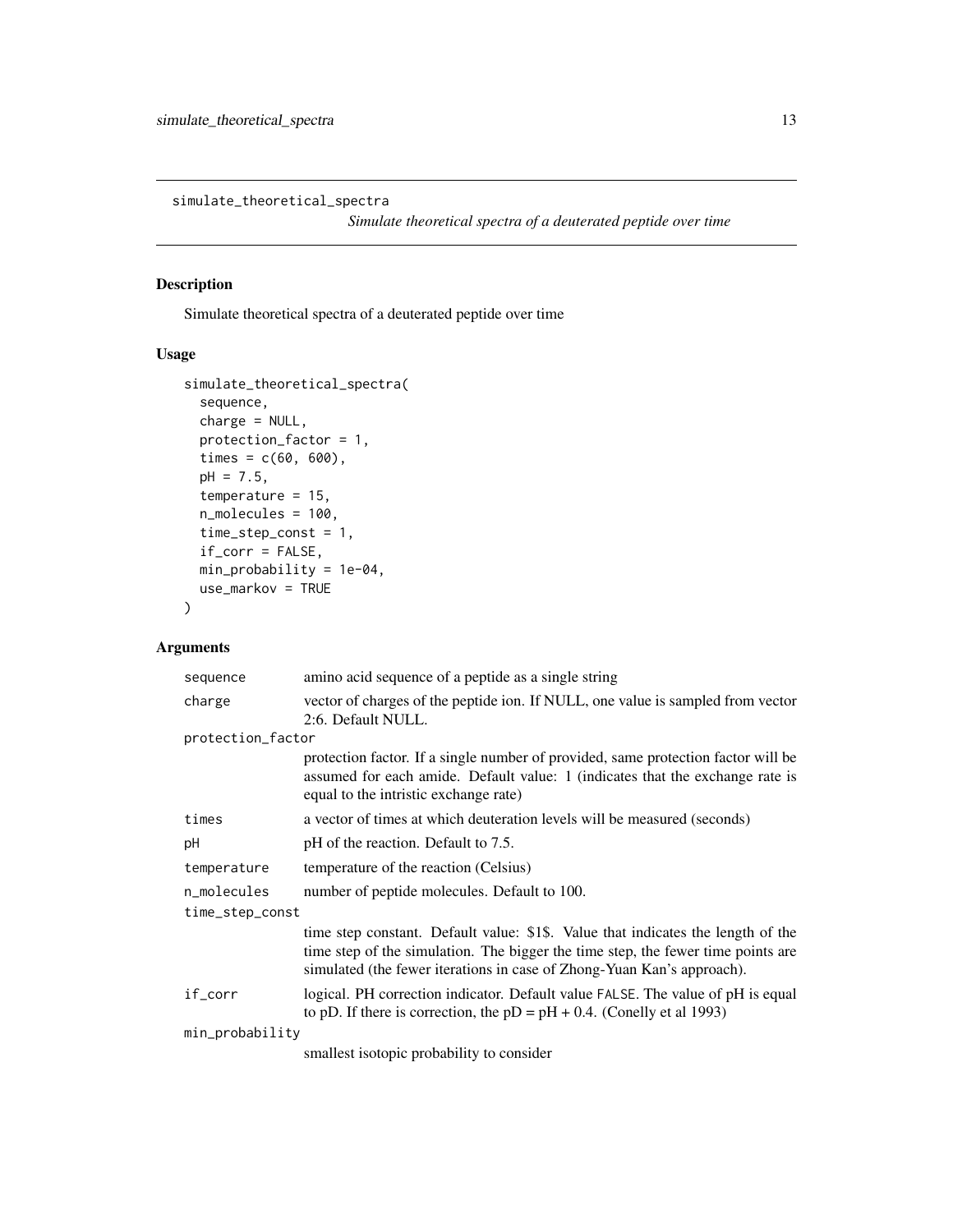simulate_theoretical_spectra

*Simulate theoretical spectra of a deuterated peptide over time*

## Description

Simulate theoretical spectra of a deuterated peptide over time

## Usage

```
simulate_theoretical_spectra(
  sequence,
  charge = NULL,
  protection_factor = 1,
  times = c(60, 600),
  pH = 7.5,
  temperature = 15,
  n_molecules = 100,
  time_step_const = 1,
  if_corr = FALSE,
  min_probability = 1e-04,
  use_markov = TRUE
)
```

## Arguments

| | |
|---|---|
| `sequence` | amino acid sequence of a peptide as a single string |
| `charge` | vector of charges of the peptide ion. If NULL, one value is sampled from vector 2:6. Default NULL. |
| `protection_factor` | protection factor. If a single number of provided, same protection factor will be assumed for each amide. Default value: 1 (indicates that the exchange rate is equal to the intristic exchange rate) |
| `times` | a vector of times at which deuteration levels will be measured (seconds) |
| `pH` | pH of the reaction. Default to 7.5. |
| `temperature` | temperature of the reaction (Celsius) |
| `n_molecules` | number of peptide molecules. Default to 100. |
| `time_step_const` | time step constant. Default value: $1$. Value that indicates the length of the time step of the simulation. The bigger the time step, the fewer time points are simulated (the fewer iterations in case of Zhong-Yuan Kan's approach). |
| `if_corr` | logical. PH correction indicator. Default value FALSE. The value of pH is equal to pD. If there is correction, the pD = pH + 0.4. (Conelly et al 1993) |
| `min_probability` | smallest isotopic probability to consider |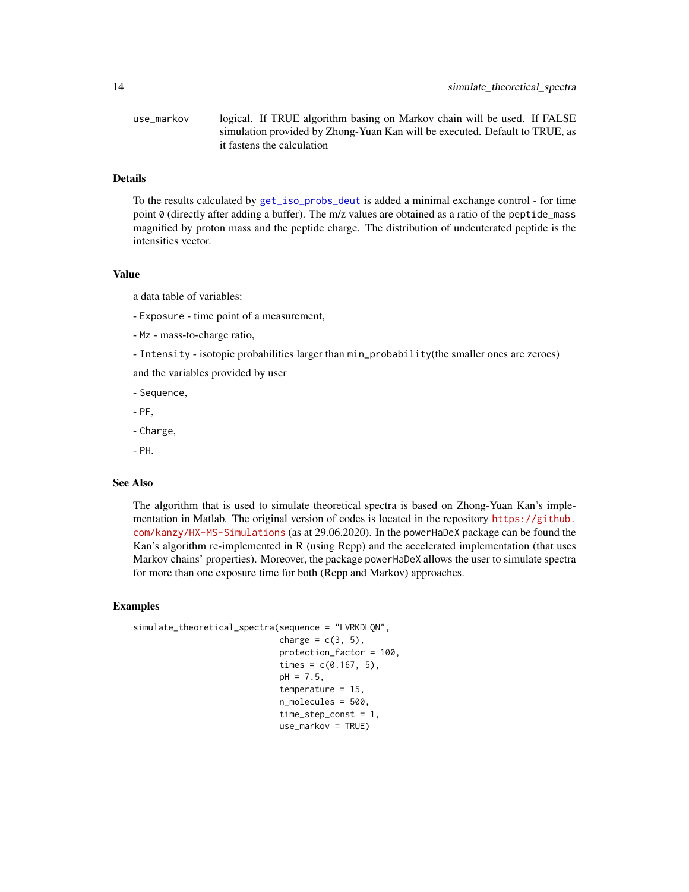use_markov logical. If TRUE algorithm basing on Markov chain will be used. If FALSE simulation provided by Zhong-Yuan Kan will be executed. Default to TRUE, as it fastens the calculation

## Details

To the results calculated by `get_iso_probs_deut` is added a minimal exchange control - for time point `0` (directly after adding a buffer). The m/z values are obtained as a ratio of the `peptide_mass` magnified by proton mass and the peptide charge. The distribution of undeuterated peptide is the intensities vector.

## Value

a data table of variables:

- `Exposure` - time point of a measurement,

- `Mz` - mass-to-charge ratio,

- `Intensity` - isotopic probabilities larger than `min_probability`(the smaller ones are zeroes)

and the variables provided by user

- `Sequence`,

- `PF`,

- `Charge`,

- `PH`.

## See Also

The algorithm that is used to simulate theoretical spectra is based on Zhong-Yuan Kan's implementation in Matlab. The original version of codes is located in the repository https://github.com/kanzy/HX-MS-Simulations (as at 29.06.2020). In the `powerHaDeX` package can be found the Kan's algorithm re-implemented in R (using Rcpp) and the accelerated implementation (that uses Markov chains' properties). Moreover, the package `powerHaDeX` allows the user to simulate spectra for more than one exposure time for both (Rcpp and Markov) approaches.

## Examples

```
simulate_theoretical_spectra(sequence = "LVRKDLQN",
                             charge = c(3, 5),
                             protection_factor = 100,
                             times = c(0.167, 5),
                             pH = 7.5,
                             temperature = 15,
                             n_molecules = 500,
                             time_step_const = 1,
                             use_markov = TRUE)
```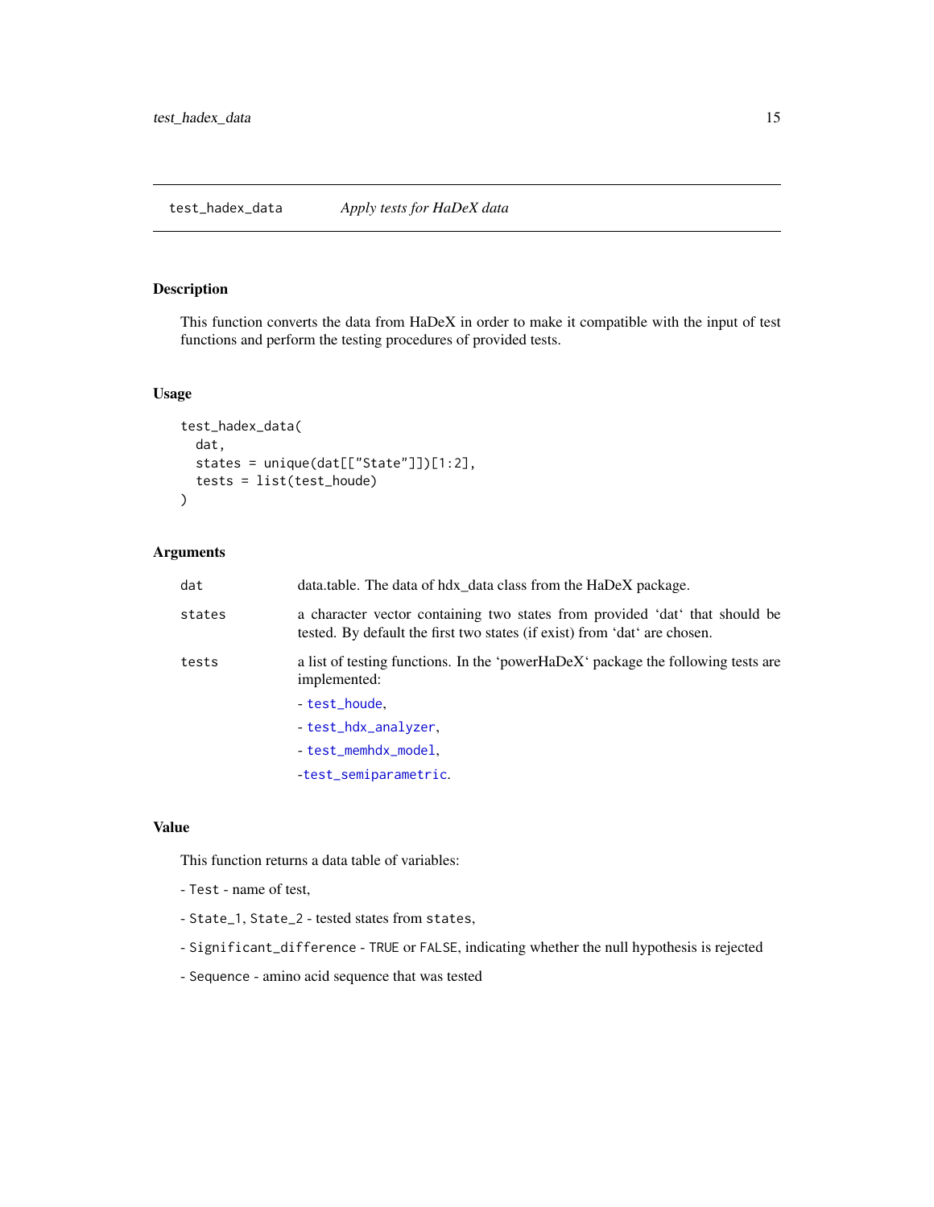## test_hadex_data — *Apply tests for HaDeX data*

### Description

This function converts the data from HaDeX in order to make it compatible with the input of test functions and perform the testing procedures of provided tests.

### Usage

```
test_hadex_data(
  dat,
  states = unique(dat[["State"]])[1:2],
  tests = list(test_houde)
)
```

### Arguments

| | |
|---|---|
| `dat` | data.table. The data of hdx_data class from the HaDeX package. |
| `states` | a character vector containing two states from provided 'dat' that should be tested. By default the first two states (if exist) from 'dat' are chosen. |
| `tests` | a list of testing functions. In the 'powerHaDeX' package the following tests are implemented:<br>- `test_houde`,<br>- `test_hdx_analyzer`,<br>- `test_memhdx_model`,<br>-`test_semiparametric`. |

### Value

This function returns a data table of variables:

- `Test` - name of test,

- `State_1`, `State_2` - tested states from `states`,

- `Significant_difference` - `TRUE` or `FALSE`, indicating whether the null hypothesis is rejected

- `Sequence` - amino acid sequence that was tested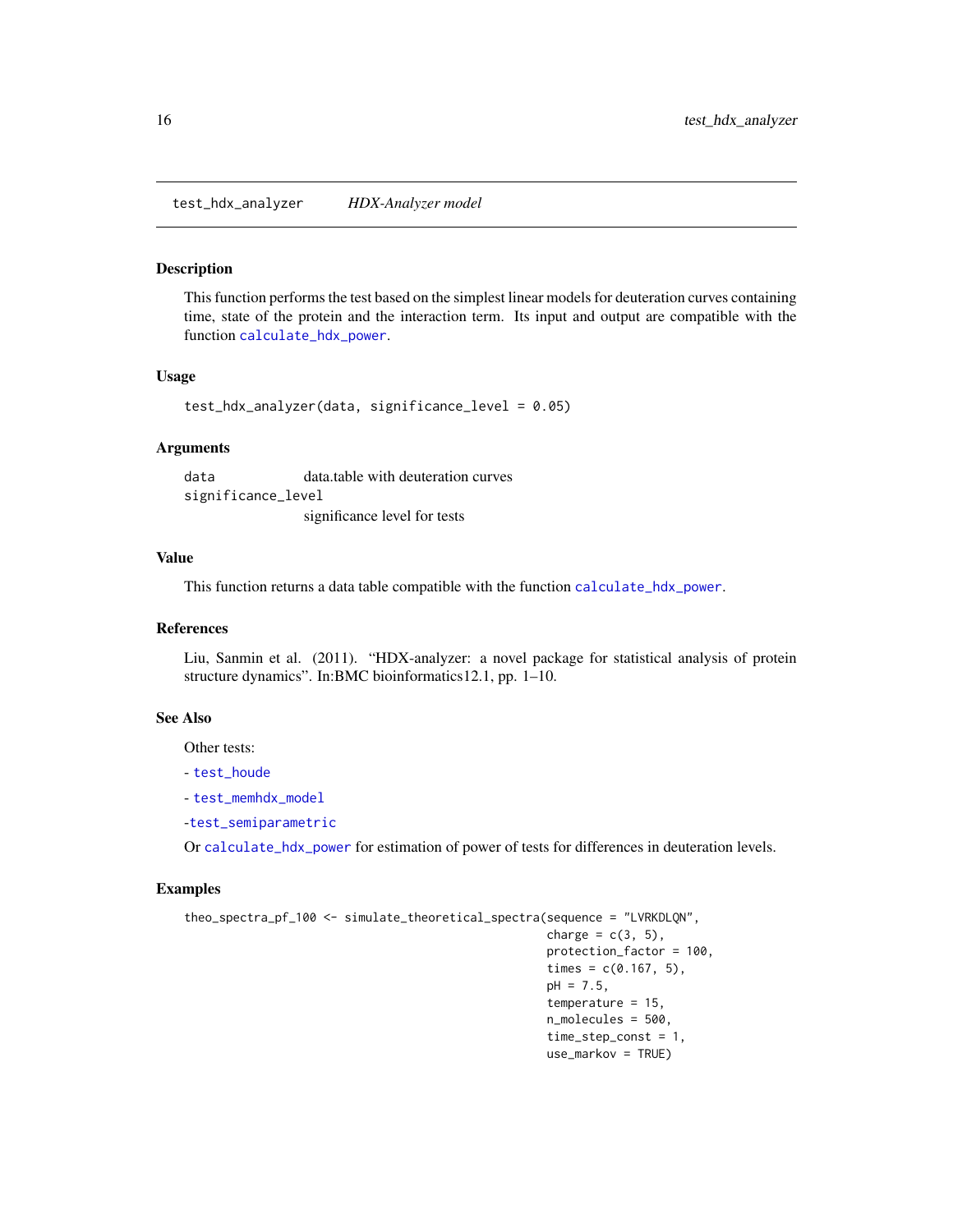## test_hdx_analyzer *HDX-Analyzer model*

### Description

This function performs the test based on the simplest linear models for deuteration curves containing time, state of the protein and the interaction term. Its input and output are compatible with the function `calculate_hdx_power`.

### Usage

```
test_hdx_analyzer(data, significance_level = 0.05)
```

### Arguments

| | |
|---|---|
| `data` | data.table with deuteration curves |
| `significance_level` | significance level for tests |

### Value

This function returns a data table compatible with the function `calculate_hdx_power`.

### References

Liu, Sanmin et al. (2011). "HDX-analyzer: a novel package for statistical analysis of protein structure dynamics". In:BMC bioinformatics12.1, pp. 1–10.

### See Also

Other tests:

- `test_houde`

- `test_memhdx_model`

-`test_semiparametric`

Or `calculate_hdx_power` for estimation of power of tests for differences in deuteration levels.

### Examples

```
theo_spectra_pf_100 <- simulate_theoretical_spectra(sequence = "LVRKDLQN",
                                                    charge = c(3, 5),
                                                    protection_factor = 100,
                                                    times = c(0.167, 5),
                                                    pH = 7.5,
                                                    temperature = 15,
                                                    n_molecules = 500,
                                                    time_step_const = 1,
                                                    use_markov = TRUE)
```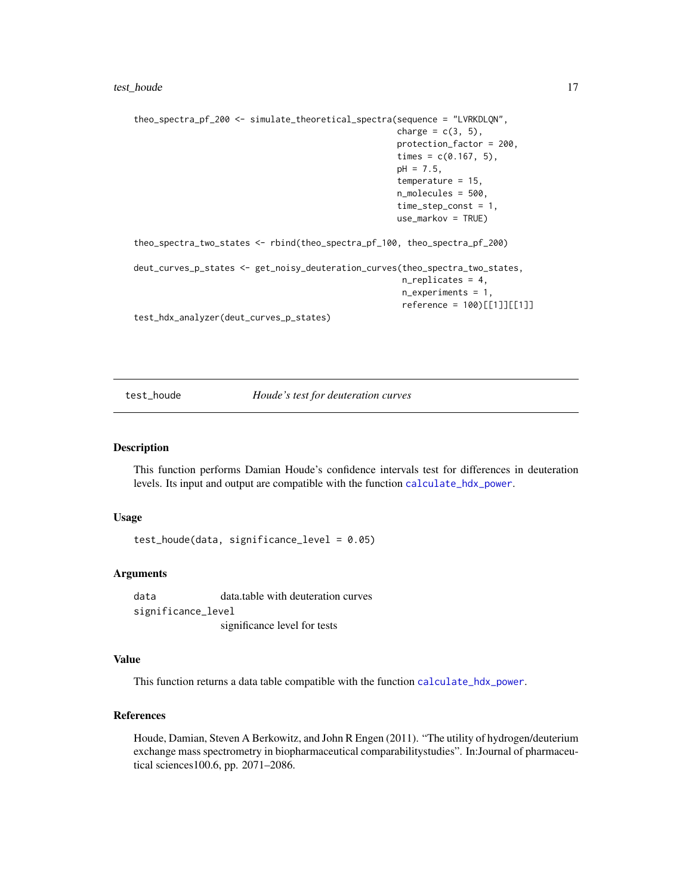```
theo_spectra_pf_200 <- simulate_theoretical_spectra(sequence = "LVRKDLQN",
                                                    charge = c(3, 5),
                                                    protection_factor = 200,
                                                    times = c(0.167, 5),
                                                    pH = 7.5,
                                                    temperature = 15,
                                                    n_molecules = 500,
                                                    time_step_const = 1,
                                                    use_markov = TRUE)

theo_spectra_two_states <- rbind(theo_spectra_pf_100, theo_spectra_pf_200)

deut_curves_p_states <- get_noisy_deuteration_curves(theo_spectra_two_states,
                                                     n_replicates = 4,
                                                     n_experiments = 1,
                                                     reference = 100)[[1]][[1]]
test_hdx_analyzer(deut_curves_p_states)
```

## test_houde — *Houde's test for deuteration curves*

### Description

This function performs Damian Houde's confidence intervals test for differences in deuteration levels. Its input and output are compatible with the function `calculate_hdx_power`.

### Usage

```
test_houde(data, significance_level = 0.05)
```

### Arguments

| | |
|---|---|
| `data` | data.table with deuteration curves |
| `significance_level` | significance level for tests |

### Value

This function returns a data table compatible with the function `calculate_hdx_power`.

### References

Houde, Damian, Steven A Berkowitz, and John R Engen (2011). "The utility of hydrogen/deuterium exchange mass spectrometry in biopharmaceutical comparabilitystudies". In:Journal of pharmaceutical sciences100.6, pp. 2071–2086.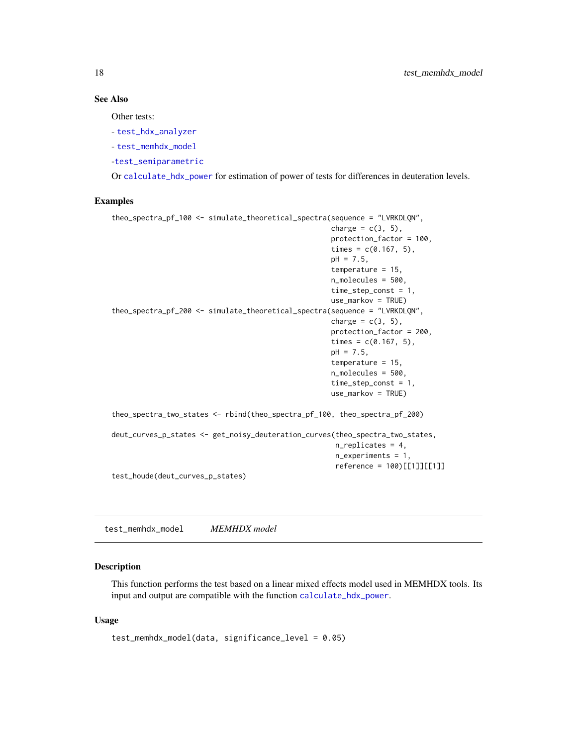### See Also

Other tests:

- test_hdx_analyzer

- test_memhdx_model

-test_semiparametric

Or calculate_hdx_power for estimation of power of tests for differences in deuteration levels.

### Examples

```
theo_spectra_pf_100 <- simulate_theoretical_spectra(sequence = "LVRKDLQN",
                                                   charge = c(3, 5),
                                                   protection_factor = 100,
                                                   times = c(0.167, 5),
                                                   pH = 7.5,
                                                   temperature = 15,
                                                   n_molecules = 500,
                                                   time_step_const = 1,
                                                   use_markov = TRUE)
theo_spectra_pf_200 <- simulate_theoretical_spectra(sequence = "LVRKDLQN",
                                                   charge = c(3, 5),
                                                   protection_factor = 200,
                                                   times = c(0.167, 5),
                                                   pH = 7.5,
                                                   temperature = 15,
                                                   n_molecules = 500,
                                                   time_step_const = 1,
                                                   use_markov = TRUE)

theo_spectra_two_states <- rbind(theo_spectra_pf_100, theo_spectra_pf_200)

deut_curves_p_states <- get_noisy_deuteration_curves(theo_spectra_two_states,
                                                    n_replicates = 4,
                                                    n_experiments = 1,
                                                    reference = 100)[[1]][[1]]
test_houde(deut_curves_p_states)
```

---

## test_memhdx_model *MEMHDX model*

### Description

This function performs the test based on a linear mixed effects model used in MEMHDX tools. Its input and output are compatible with the function calculate_hdx_power.

### Usage

```
test_memhdx_model(data, significance_level = 0.05)
```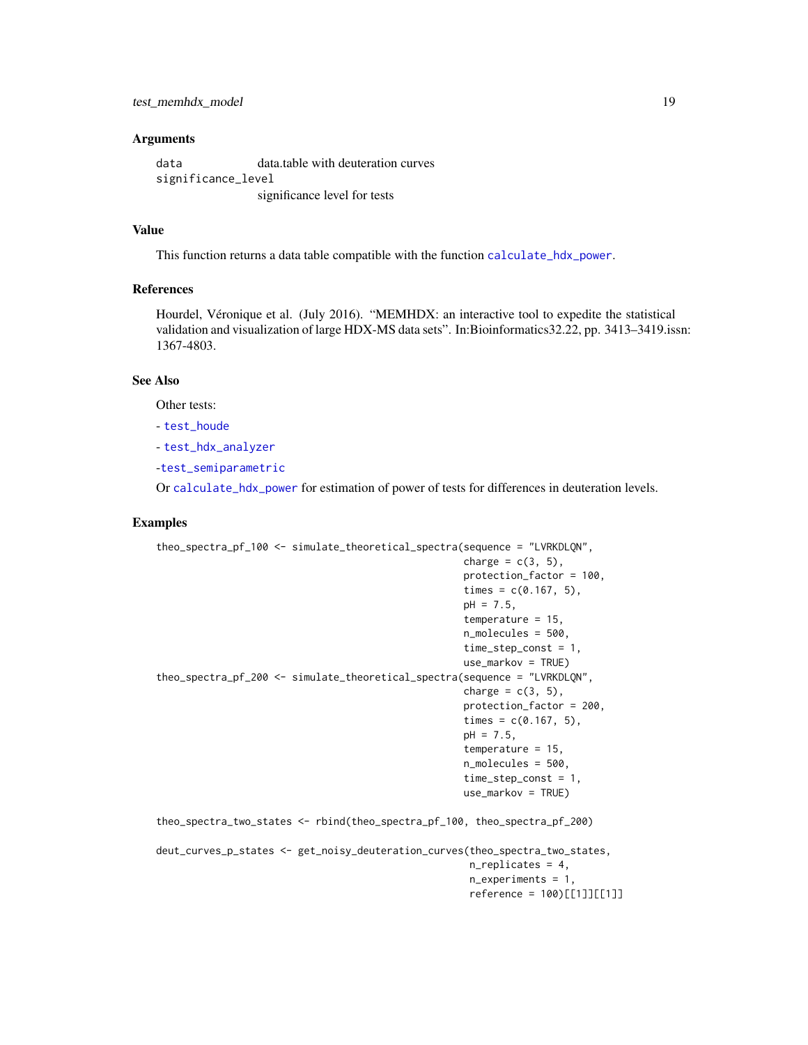### Arguments

- `data` — data.table with deuteration curves
- `significance_level` — significance level for tests

### Value

This function returns a data table compatible with the function `calculate_hdx_power`.

### References

Hourdel, Véronique et al. (July 2016). "MEMHDX: an interactive tool to expedite the statistical validation and visualization of large HDX-MS data sets". In:Bioinformatics32.22, pp. 3413–3419.issn: 1367-4803.

### See Also

Other tests:

- `test_houde`

- `test_hdx_analyzer`

-`test_semiparametric`

Or `calculate_hdx_power` for estimation of power of tests for differences in deuteration levels.

### Examples

```
theo_spectra_pf_100 <- simulate_theoretical_spectra(sequence = "LVRKDLQN",
                                                    charge = c(3, 5),
                                                    protection_factor = 100,
                                                    times = c(0.167, 5),
                                                    pH = 7.5,
                                                    temperature = 15,
                                                    n_molecules = 500,
                                                    time_step_const = 1,
                                                    use_markov = TRUE)
theo_spectra_pf_200 <- simulate_theoretical_spectra(sequence = "LVRKDLQN",
                                                    charge = c(3, 5),
                                                    protection_factor = 200,
                                                    times = c(0.167, 5),
                                                    pH = 7.5,
                                                    temperature = 15,
                                                    n_molecules = 500,
                                                    time_step_const = 1,
                                                    use_markov = TRUE)

theo_spectra_two_states <- rbind(theo_spectra_pf_100, theo_spectra_pf_200)

deut_curves_p_states <- get_noisy_deuteration_curves(theo_spectra_two_states,
                                                     n_replicates = 4,
                                                     n_experiments = 1,
                                                     reference = 100)[[1]][[1]]
```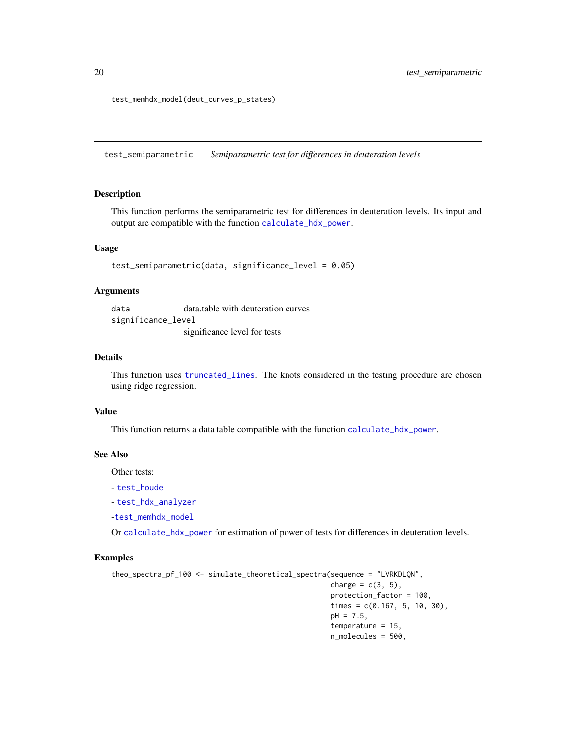```
test_memhdx_model(deut_curves_p_states)
```

---

## test_semiparametric — *Semiparametric test for differences in deuteration levels*

### Description

This function performs the semiparametric test for differences in deuteration levels. Its input and output are compatible with the function `calculate_hdx_power`.

### Usage

```
test_semiparametric(data, significance_level = 0.05)
```

### Arguments

| | |
|---|---|
| `data` | data.table with deuteration curves |
| `significance_level` | significance level for tests |

### Details

This function uses `truncated_lines`. The knots considered in the testing procedure are chosen using ridge regression.

### Value

This function returns a data table compatible with the function `calculate_hdx_power`.

### See Also

Other tests:

- `test_houde`

- `test_hdx_analyzer`

-`test_memhdx_model`

Or `calculate_hdx_power` for estimation of power of tests for differences in deuteration levels.

### Examples

```
theo_spectra_pf_100 <- simulate_theoretical_spectra(sequence = "LVRKDLQN",
                                                     charge = c(3, 5),
                                                     protection_factor = 100,
                                                     times = c(0.167, 5, 10, 30),
                                                     pH = 7.5,
                                                     temperature = 15,
                                                     n_molecules = 500,
```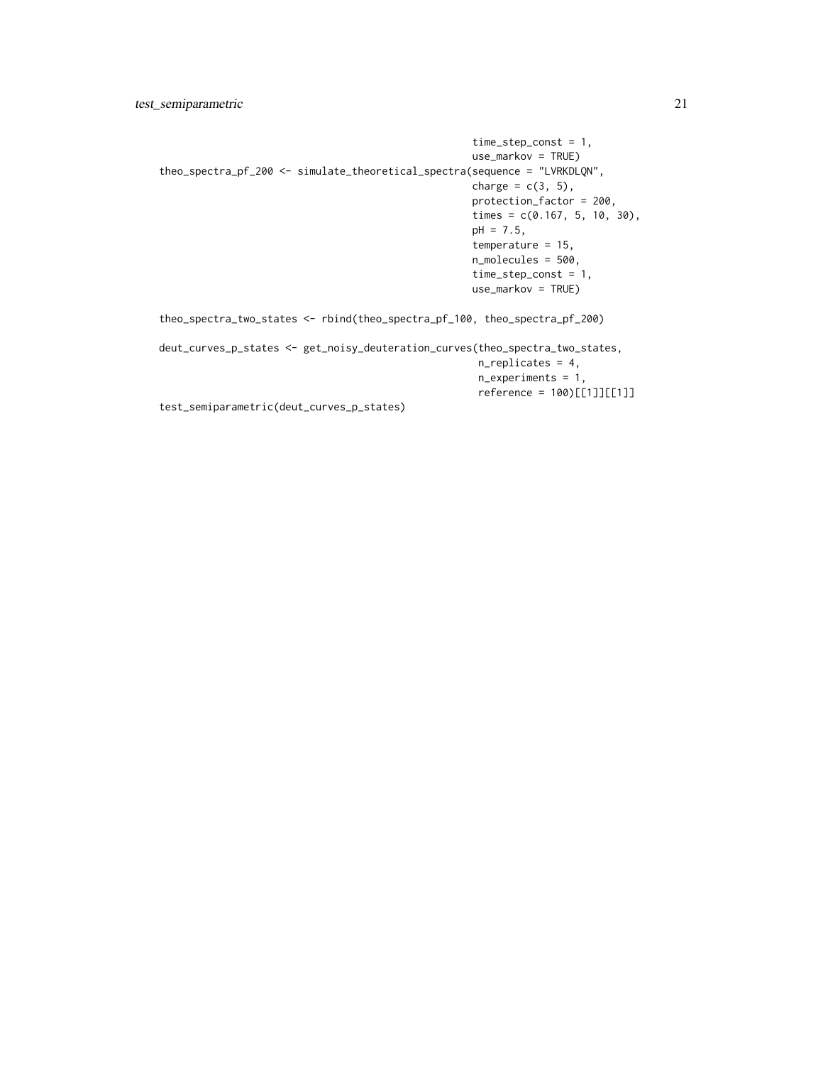```
                                                   time_step_const = 1,
                                                   use_markov = TRUE)
theo_spectra_pf_200 <- simulate_theoretical_spectra(sequence = "LVRKDLQN",
                                                   charge = c(3, 5),
                                                   protection_factor = 200,
                                                   times = c(0.167, 5, 10, 30),
                                                   pH = 7.5,
                                                   temperature = 15,
                                                   n_molecules = 500,
                                                   time_step_const = 1,
                                                   use_markov = TRUE)

theo_spectra_two_states <- rbind(theo_spectra_pf_100, theo_spectra_pf_200)

deut_curves_p_states <- get_noisy_deuteration_curves(theo_spectra_two_states,
                                                    n_replicates = 4,
                                                    n_experiments = 1,
                                                    reference = 100)[[1]][[1]]
test_semiparametric(deut_curves_p_states)
```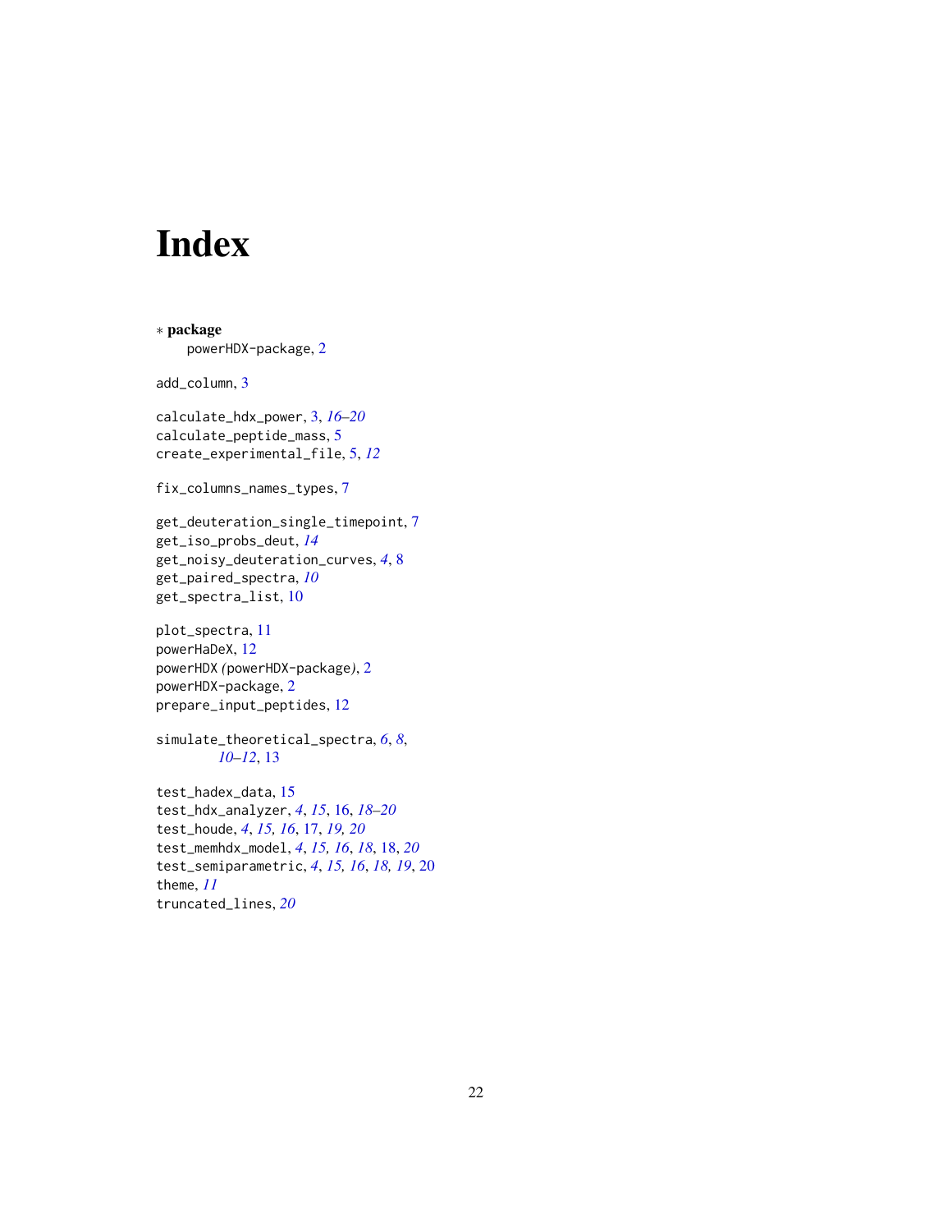# Index

∗ **package**

powerHDX-package, 2

add_column, 3

calculate_hdx_power, 3, *16–20*
calculate_peptide_mass, 5
create_experimental_file, 5, *12*

fix_columns_names_types, 7

get_deuteration_single_timepoint, 7
get_iso_probs_deut, *14*
get_noisy_deuteration_curves, *4*, 8
get_paired_spectra, *10*
get_spectra_list, 10

plot_spectra, 11
powerHaDeX, 12
powerHDX *(*powerHDX-package*)*, 2
powerHDX-package, 2
prepare_input_peptides, 12

simulate_theoretical_spectra, *6*, *8*, *10–12*, 13

test_hadex_data, 15
test_hdx_analyzer, *4*, *15*, 16, *18–20*
test_houde, *4*, *15, 16*, 17, *19, 20*
test_memhdx_model, *4*, *15, 16*, *18*, 18, *20*
test_semiparametric, *4*, *15, 16*, *18, 19*, 20
theme, *11*
truncated_lines, *20*